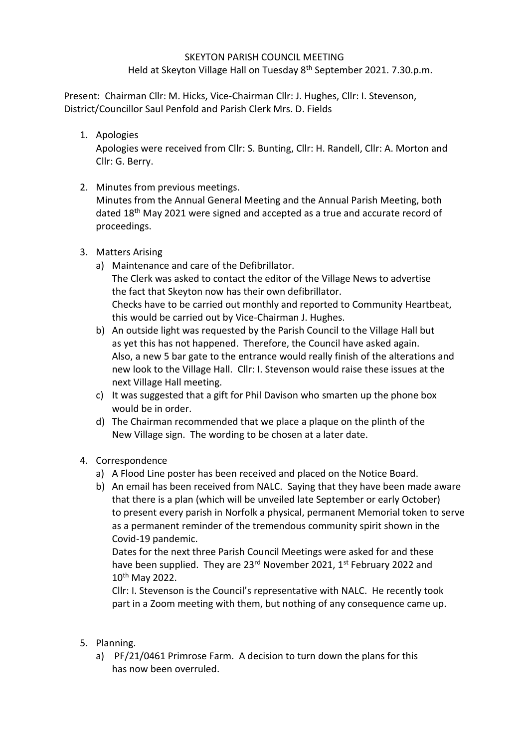# SKEYTON PARISH COUNCIL MEETING

Held at Skeyton Village Hall on Tuesday 8th September 2021. 7.30.p.m.

Present: Chairman Cllr: M. Hicks, Vice-Chairman Cllr: J. Hughes, Cllr: I. Stevenson, District/Councillor Saul Penfold and Parish Clerk Mrs. D. Fields

1. Apologies
   Apologies were received from Cllr: S. Bunting, Cllr: H. Randell, Cllr: A. Morton and Cllr: G. Berry.

2. Minutes from previous meetings.
   Minutes from the Annual General Meeting and the Annual Parish Meeting, both dated 18th May 2021 were signed and accepted as a true and accurate record of proceedings.

3. Matters Arising
   a) Maintenance and care of the Defibrillator.
      The Clerk was asked to contact the editor of the Village News to advertise the fact that Skeyton now has their own defibrillator.
      Checks have to be carried out monthly and reported to Community Heartbeat, this would be carried out by Vice-Chairman J. Hughes.
   b) An outside light was requested by the Parish Council to the Village Hall but as yet this has not happened. Therefore, the Council have asked again. Also, a new 5 bar gate to the entrance would really finish of the alterations and new look to the Village Hall. Cllr: I. Stevenson would raise these issues at the next Village Hall meeting.
   c) It was suggested that a gift for Phil Davison who smarten up the phone box would be in order.
   d) The Chairman recommended that we place a plaque on the plinth of the New Village sign. The wording to be chosen at a later date.

4. Correspondence
   a) A Flood Line poster has been received and placed on the Notice Board.
   b) An email has been received from NALC. Saying that they have been made aware that there is a plan (which will be unveiled late September or early October) to present every parish in Norfolk a physical, permanent Memorial token to serve as a permanent reminder of the tremendous community spirit shown in the Covid-19 pandemic.
      Dates for the next three Parish Council Meetings were asked for and these have been supplied. They are 23rd November 2021, 1st February 2022 and 10th May 2022.
      Cllr: I. Stevenson is the Council's representative with NALC. He recently took part in a Zoom meeting with them, but nothing of any consequence came up.

5. Planning.
   a) PF/21/0461 Primrose Farm. A decision to turn down the plans for this has now been overruled.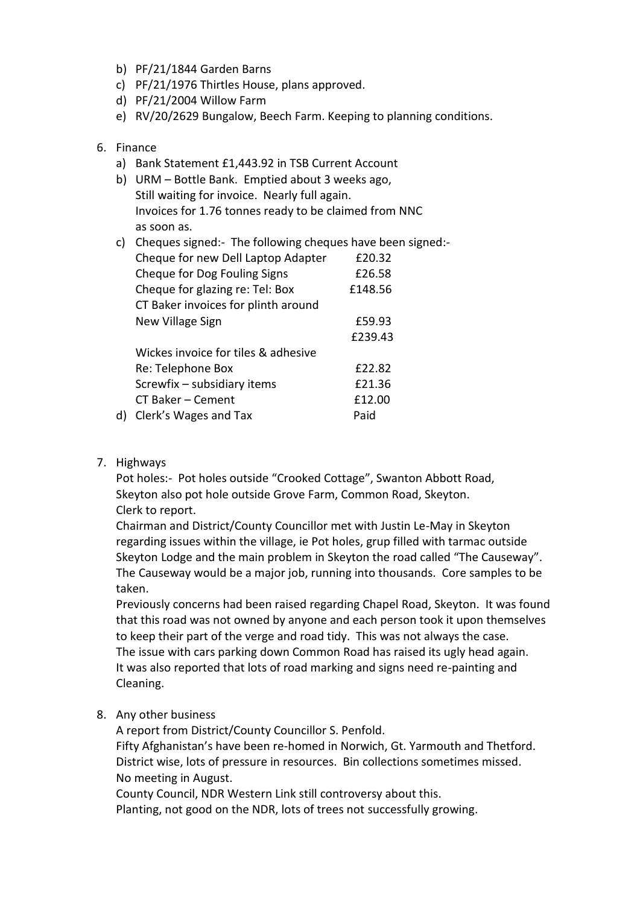b) PF/21/1844 Garden Barns
c) PF/21/1976 Thirtles House, plans approved.
d) PF/21/2004 Willow Farm
e) RV/20/2629 Bungalow, Beech Farm. Keeping to planning conditions.

6. Finance
   a) Bank Statement £1,443.92 in TSB Current Account
   b) URM – Bottle Bank. Emptied about 3 weeks ago,
      Still waiting for invoice. Nearly full again.
      Invoices for 1.76 tonnes ready to be claimed from NNC
      as soon as.
   c) Cheques signed:- The following cheques have been signed:-

| | |
|---|---|
| Cheque for new Dell Laptop Adapter | £20.32 |
| Cheque for Dog Fouling Signs | £26.58 |
| Cheque for glazing re: Tel: Box | £148.56 |
| CT Baker invoices for plinth around | |
| New Village Sign | £59.93 |
| | £239.43 |
| Wickes invoice for tiles & adhesive | |
| Re: Telephone Box | £22.82 |
| Screwfix – subsidiary items | £21.36 |
| CT Baker – Cement | £12.00 |

   d) Clerk's Wages and Tax Paid

7. Highways

   Pot holes:- Pot holes outside "Crooked Cottage", Swanton Abbott Road, Skeyton also pot hole outside Grove Farm, Common Road, Skeyton. Clerk to report.
   Chairman and District/County Councillor met with Justin Le-May in Skeyton regarding issues within the village, ie Pot holes, grup filled with tarmac outside Skeyton Lodge and the main problem in Skeyton the road called "The Causeway". The Causeway would be a major job, running into thousands. Core samples to be taken.
   Previously concerns had been raised regarding Chapel Road, Skeyton. It was found that this road was not owned by anyone and each person took it upon themselves to keep their part of the verge and road tidy. This was not always the case.
   The issue with cars parking down Common Road has raised its ugly head again.
   It was also reported that lots of road marking and signs need re-painting and Cleaning.

8. Any other business

   A report from District/County Councillor S. Penfold.
   Fifty Afghanistan's have been re-homed in Norwich, Gt. Yarmouth and Thetford.
   District wise, lots of pressure in resources. Bin collections sometimes missed.
   No meeting in August.
   County Council, NDR Western Link still controversy about this.
   Planting, not good on the NDR, lots of trees not successfully growing.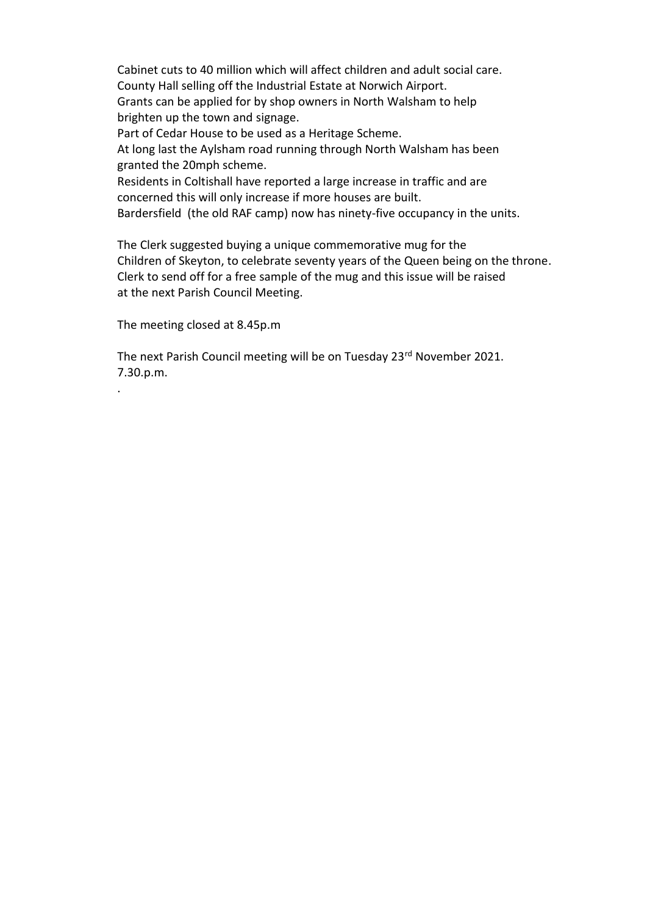Cabinet cuts to 40 million which will affect children and adult social care.
County Hall selling off the Industrial Estate at Norwich Airport.
Grants can be applied for by shop owners in North Walsham to help brighten up the town and signage.
Part of Cedar House to be used as a Heritage Scheme.
At long last the Aylsham road running through North Walsham has been granted the 20mph scheme.
Residents in Coltishall have reported a large increase in traffic and are concerned this will only increase if more houses are built.
Bardersfield (the old RAF camp) now has ninety-five occupancy in the units.

The Clerk suggested buying a unique commemorative mug for the Children of Skeyton, to celebrate seventy years of the Queen being on the throne. Clerk to send off for a free sample of the mug and this issue will be raised at the next Parish Council Meeting.

The meeting closed at 8.45p.m

The next Parish Council meeting will be on Tuesday 23rd November 2021. 7.30.p.m.

.